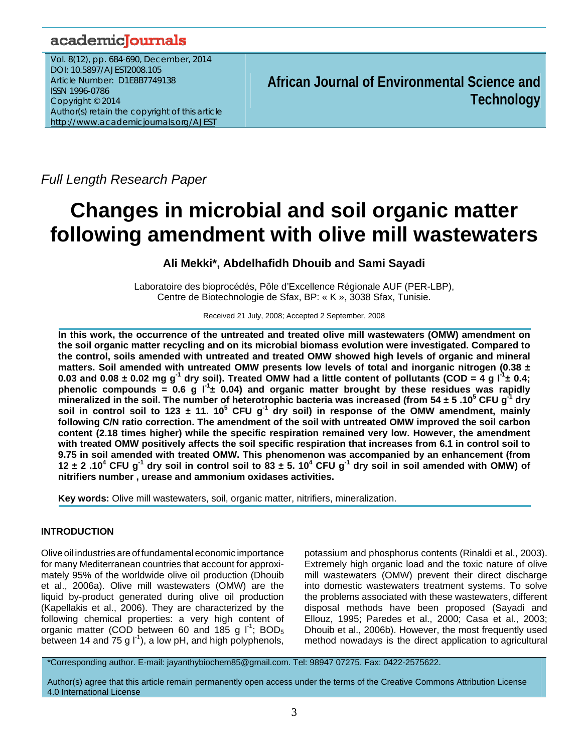*Full Length Research Paper*

# Changes in microbial and soil organic matter following amendment with olive mill wastewaters

**Ali Mekki\*, Abdelhafidh Dhouib and Sami Sayadi**

Laboratoire des bioprocédés, Pôle d'Excellence Régionale AUF (PER-LBP), Centre de Biotechnologie de Sfax, BP: « K », 3038 Sfax, Tunisie.

Received 21 July, 2008; Accepted 2 September, 2008

**In this work, the occurrence of the untreated and treated olive mill wastewaters (OMW) amendment on the soil organic matter recycling and on its microbial biomass evolution were investigated. Compared to the control, soils amended with untreated and treated OMW showed high levels of organic and mineral matters. Soil amended with untreated OMW presents low levels of total and inorganic nitrogen (0.38 ± 0.03 and 0.08 ± 0.02 mg $g^{-1}$ dry soil). Treated OMW had a little content of pollutants (COD = 4 g $l^{-1}$ ± 0.4; phenolic compounds = 0.6 g $l^{-1}$ ± 0.04) and organic matter brought by these residues was rapidly mineralized in the soil. The number of heterotrophic bacteria was increased (from 54 ± 5 .$10^5$ CFU $g^{-1}$ dry soil in control soil to 123 ± 11. $10^5$ CFU $g^{-1}$ dry soil) in response of the OMW amendment, mainly following C/N ratio correction. The amendment of the soil with untreated OMW improved the soil carbon content (2.18 times higher) while the specific respiration remained very low. However, the amendment with treated OMW positively affects the soil specific respiration that increases from 6.1 in control soil to 9.75 in soil amended with treated OMW. This phenomenon was accompanied by an enhancement (from 12 ± 2 .$10^4$ CFU $g^{-1}$ dry soil in control soil to 83 ± 5. $10^4$ CFU $g^{-1}$ dry soil in soil amended with OMW) of nitrifiers number , urease and ammonium oxidases activities.**

**Key words:** Olive mill wastewaters, soil, organic matter, nitrifiers, mineralization.

## INTRODUCTION

Olive oil industries are of fundamental economic importance for many Mediterranean countries that account for approximately 95% of the worldwide olive oil production (Dhouib et al., 2006a). Olive mill wastewaters (OMW) are the liquid by-product generated during olive oil production (Kapellakis et al., 2006). They are characterized by the following chemical properties: a very high content of organic matter (COD between 60 and 185 g $l^{-1}$; $BOD_5$ between 14 and 75 g $l^{-1}$), a low pH, and high polyphenols, potassium and phosphorus contents (Rinaldi et al., 2003). Extremely high organic load and the toxic nature of olive mill wastewaters (OMW) prevent their direct discharge into domestic wastewaters treatment systems. To solve the problems associated with these wastewaters, different disposal methods have been proposed (Sayadi and Ellouz, 1995; Paredes et al., 2000; Casa et al., 2003; Dhouib et al., 2006b). However, the most frequently used method nowadays is the direct application to agricultural

\*Corresponding author. E-mail: jayanthybiochem85@gmail.com. Tel: 98947 07275. Fax: 0422-2575622.

Author(s) agree that this article remain permanently open access under the terms of the Creative Commons Attribution License 4.0 International License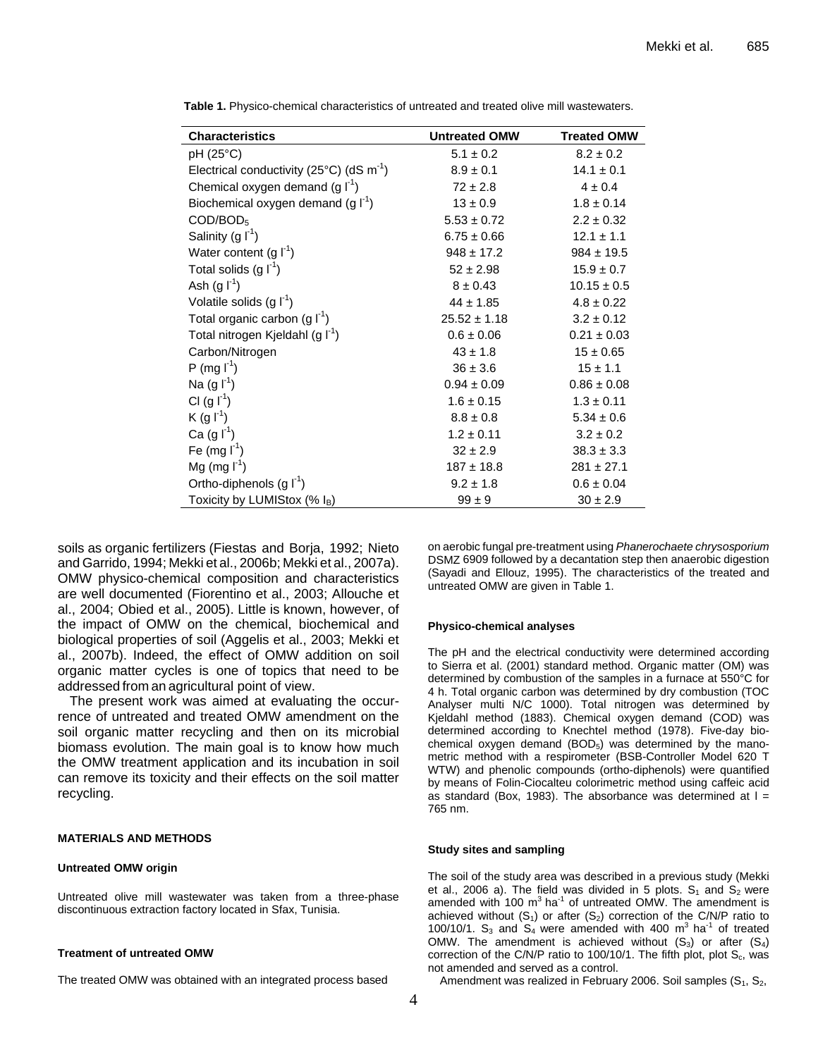**Table 1.** Physico-chemical characteristics of untreated and treated olive mill wastewaters.

| Characteristics | Untreated OMW | Treated OMW |
|---|---|---|
| pH (25°C) | 5.1 ± 0.2 | 8.2 ± 0.2 |
| Electrical conductivity (25°C) (dS $m^{-1}$) | 8.9 ± 0.1 | 14.1 ± 0.1 |
| Chemical oxygen demand (g $l^{-1}$) | 72 ± 2.8 | 4 ± 0.4 |
| Biochemical oxygen demand (g $l^{-1}$) | 13 ± 0.9 | 1.8 ± 0.14 |
| $COD/BOD_5$ | 5.53 ± 0.72 | 2.2 ± 0.32 |
| Salinity (g $l^{-1}$) | 6.75 ± 0.66 | 12.1 ± 1.1 |
| Water content (g $l^{-1}$) | 948 ± 17.2 | 984 ± 19.5 |
| Total solids (g $l^{-1}$) | 52 ± 2.98 | 15.9 ± 0.7 |
| Ash (g $l^{-1}$) | 8 ± 0.43 | 10.15 ± 0.5 |
| Volatile solids (g $l^{-1}$) | 44 ± 1.85 | 4.8 ± 0.22 |
| Total organic carbon (g $l^{-1}$) | 25.52 ± 1.18 | 3.2 ± 0.12 |
| Total nitrogen Kjeldahl (g $l^{-1}$) | 0.6 ± 0.06 | 0.21 ± 0.03 |
| Carbon/Nitrogen | 43 ± 1.8 | 15 ± 0.65 |
| P (mg $l^{-1}$) | 36 ± 3.6 | 15 ± 1.1 |
| Na (g $l^{-1}$) | 0.94 ± 0.09 | 0.86 ± 0.08 |
| Cl (g $l^{-1}$) | 1.6 ± 0.15 | 1.3 ± 0.11 |
| K (g $l^{-1}$) | 8.8 ± 0.8 | 5.34 ± 0.6 |
| Ca (g $l^{-1}$) | 1.2 ± 0.11 | 3.2 ± 0.2 |
| Fe (mg $l^{-1}$) | 32 ± 2.9 | 38.3 ± 3.3 |
| Mg (mg $l^{-1}$) | 187 ± 18.8 | 281 ± 27.1 |
| Ortho-diphenols (g $l^{-1}$) | 9.2 ± 1.8 | 0.6 ± 0.04 |
| Toxicity by LUMIStox (% $I_B$) | 99 ± 9 | 30 ± 2.9 |

soils as organic fertilizers (Fiestas and Borja, 1992; Nieto and Garrido, 1994; Mekki et al., 2006b; Mekki et al., 2007a). OMW physico-chemical composition and characteristics are well documented (Fiorentino et al., 2003; Allouche et al., 2004; Obied et al., 2005). Little is known, however, of the impact of OMW on the chemical, biochemical and biological properties of soil (Aggelis et al., 2003; Mekki et al., 2007b). Indeed, the effect of OMW addition on soil organic matter cycles is one of topics that need to be addressed from an agricultural point of view.

The present work was aimed at evaluating the occurrence of untreated and treated OMW amendment on the soil organic matter recycling and then on its microbial biomass evolution. The main goal is to know how much the OMW treatment application and its incubation in soil can remove its toxicity and their effects on the soil matter recycling.

## MATERIALS AND METHODS

### Untreated OMW origin

Untreated olive mill wastewater was taken from a three-phase discontinuous extraction factory located in Sfax, Tunisia.

### Treatment of untreated OMW

The treated OMW was obtained with an integrated process based on aerobic fungal pre-treatment using *Phanerochaete chrysosporium* DSMZ 6909 followed by a decantation step then anaerobic digestion (Sayadi and Ellouz, 1995). The characteristics of the treated and untreated OMW are given in Table 1.

### Physico-chemical analyses

The pH and the electrical conductivity were determined according to Sierra et al. (2001) standard method. Organic matter (OM) was determined by combustion of the samples in a furnace at 550°C for 4 h. Total organic carbon was determined by dry combustion (TOC Analyser multi N/C 1000). Total nitrogen was determined by Kjeldahl method (1883). Chemical oxygen demand (COD) was determined according to Knechtel method (1978). Five-day biochemical oxygen demand ($BOD_5$) was determined by the manometric method with a respirometer (BSB-Controller Model 620 T WTW) and phenolic compounds (ortho-diphenols) were quantified by means of Folin-Ciocalteu colorimetric method using caffeic acid as standard (Box, 1983). The absorbance was determined at l = 765 nm.

### Study sites and sampling

The soil of the study area was described in a previous study (Mekki et al., 2006 a). The field was divided in 5 plots. $S_1$ and $S_2$ were amended with 100 $m^3$ $ha^{-1}$ of untreated OMW. The amendment is achieved without ($S_1$) or after ($S_2$) correction of the C/N/P ratio to 100/10/1. $S_3$ and $S_4$ were amended with 400 $m^3$ $ha^{-1}$ of treated OMW. The amendment is achieved without ($S_3$) or after ($S_4$) correction of the C/N/P ratio to 100/10/1. The fifth plot, plot $S_c$, was not amended and served as a control.

Amendment was realized in February 2006. Soil samples ($S_1$, $S_2$,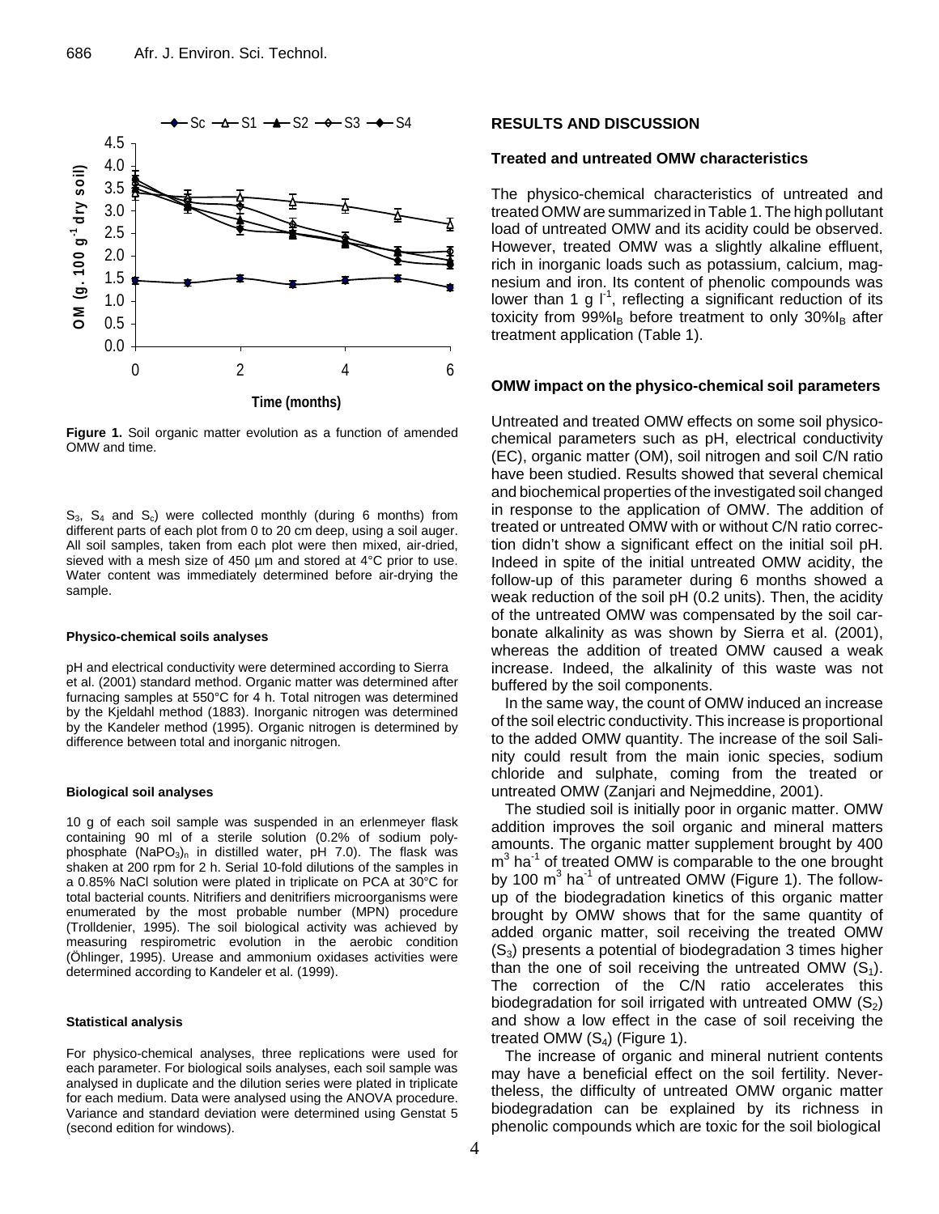Figure 1. Soil organic matter evolution as a function of amended OMW and time.

$S_3$, $S_4$ and $S_c$) were collected monthly (during 6 months) from different parts of each plot from 0 to 20 cm deep, using a soil auger. All soil samples, taken from each plot were then mixed, air-dried, sieved with a mesh size of 450 µm and stored at 4°C prior to use. Water content was immediately determined before air-drying the sample.

#### Physico-chemical soils analyses

pH and electrical conductivity were determined according to Sierra et al. (2001) standard method. Organic matter was determined after furnacing samples at 550°C for 4 h. Total nitrogen was determined by the Kjeldahl method (1883). Inorganic nitrogen was determined by the Kandeler method (1995). Organic nitrogen is determined by difference between total and inorganic nitrogen.

#### Biological soil analyses

10 g of each soil sample was suspended in an erlenmeyer flask containing 90 ml of a sterile solution (0.2% of sodium polyphosphate $(NaPO_3)_n$ in distilled water, pH 7.0). The flask was shaken at 200 rpm for 2 h. Serial 10-fold dilutions of the samples in a 0.85% NaCl solution were plated in triplicate on PCA at 30°C for total bacterial counts. Nitrifiers and denitrifiers microorganisms were enumerated by the most probable number (MPN) procedure (Trolldenier, 1995). The soil biological activity was achieved by measuring respirometric evolution in the aerobic condition (Öhlinger, 1995). Urease and ammonium oxidases activities were determined according to Kandeler et al. (1999).

#### Statistical analysis

For physico-chemical analyses, three replications were used for each parameter. For biological soils analyses, each soil sample was analysed in duplicate and the dilution series were plated in triplicate for each medium. Data were analysed using the ANOVA procedure. Variance and standard deviation were determined using Genstat 5 (second edition for windows).

## RESULTS AND DISCUSSION

### Treated and untreated OMW characteristics

The physico-chemical characteristics of untreated and treated OMW are summarized in Table 1. The high pollutant load of untreated OMW and its acidity could be observed. However, treated OMW was a slightly alkaline effluent, rich in inorganic loads such as potassium, calcium, magnesium and iron. Its content of phenolic compounds was lower than 1 g $l^{-1}$, reflecting a significant reduction of its toxicity from 99%$I_B$ before treatment to only 30%$I_B$ after treatment application (Table 1).

### OMW impact on the physico-chemical soil parameters

Untreated and treated OMW effects on some soil physico-chemical parameters such as pH, electrical conductivity (EC), organic matter (OM), soil nitrogen and soil C/N ratio have been studied. Results showed that several chemical and biochemical properties of the investigated soil changed in response to the application of OMW. The addition of treated or untreated OMW with or without C/N ratio correction didn't show a significant effect on the initial soil pH. Indeed in spite of the initial untreated OMW acidity, the follow-up of this parameter during 6 months showed a weak reduction of the soil pH (0.2 units). Then, the acidity of the untreated OMW was compensated by the soil carbonate alkalinity as was shown by Sierra et al. (2001), whereas the addition of treated OMW caused a weak increase. Indeed, the alkalinity of this waste was not buffered by the soil components.

In the same way, the count of OMW induced an increase of the soil electric conductivity. This increase is proportional to the added OMW quantity. The increase of the soil Salinity could result from the main ionic species, sodium chloride and sulphate, coming from the treated or untreated OMW (Zanjari and Nejmeddine, 2001).

The studied soil is initially poor in organic matter. OMW addition improves the soil organic and mineral matters amounts. The organic matter supplement brought by 400 $m^3$ $ha^{-1}$ of treated OMW is comparable to the one brought by 100 $m^3$ $ha^{-1}$ of untreated OMW (Figure 1). The follow-up of the biodegradation kinetics of this organic matter brought by OMW shows that for the same quantity of added organic matter, soil receiving the treated OMW ($S_3$) presents a potential of biodegradation 3 times higher than the one of soil receiving the untreated OMW ($S_1$). The correction of the C/N ratio accelerates this biodegradation for soil irrigated with untreated OMW ($S_2$) and show a low effect in the case of soil receiving the treated OMW ($S_4$) (Figure 1).

The increase of organic and mineral nutrient contents may have a beneficial effect on the soil fertility. Nevertheless, the difficulty of untreated OMW organic matter biodegradation can be explained by its richness in phenolic compounds which are toxic for the soil biological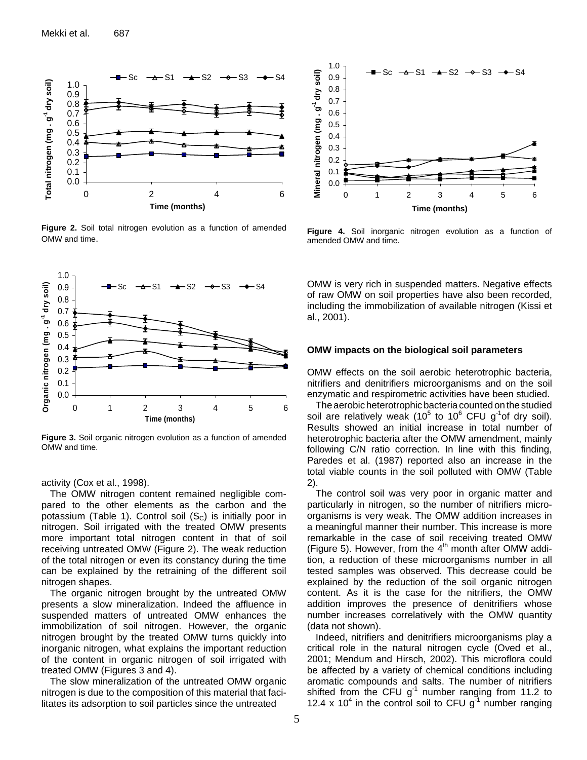Figure 2. Soil total nitrogen evolution as a function of amended OMW and time.

Figure 4. Soil inorganic nitrogen evolution as a function of amended OMW and time.

Figure 3. Soil organic nitrogen evolution as a function of amended OMW and time.

activity (Cox et al., 1998).

The OMW nitrogen content remained negligible compared to the other elements as the carbon and the potassium (Table 1). Control soil ($S_C$) is initially poor in nitrogen. Soil irrigated with the treated OMW presents more important total nitrogen content in that of soil receiving untreated OMW (Figure 2). The weak reduction of the total nitrogen or even its constancy during the time can be explained by the retraining of the different soil nitrogen shapes.

The organic nitrogen brought by the untreated OMW presents a slow mineralization. Indeed the affluence in suspended matters of untreated OMW enhances the immobilization of soil nitrogen. However, the organic nitrogen brought by the treated OMW turns quickly into inorganic nitrogen, what explains the important reduction of the content in organic nitrogen of soil irrigated with treated OMW (Figures 3 and 4).

The slow mineralization of the untreated OMW organic nitrogen is due to the composition of this material that facilitates its adsorption to soil particles since the untreated OMW is very rich in suspended matters. Negative effects of raw OMW on soil properties have also been recorded, including the immobilization of available nitrogen (Kissi et al., 2001).

## OMW impacts on the biological soil parameters

OMW effects on the soil aerobic heterotrophic bacteria, nitrifiers and denitrifiers microorganisms and on the soil enzymatic and respirometric activities have been studied.

The aerobic heterotrophic bacteria counted on the studied soil are relatively weak ($10^5$ to $10^6$ CFU $g^{-1}$of dry soil). Results showed an initial increase in total number of heterotrophic bacteria after the OMW amendment, mainly following C/N ratio correction. In line with this finding, Paredes et al. (1987) reported also an increase in the total viable counts in the soil polluted with OMW (Table 2).

The control soil was very poor in organic matter and particularly in nitrogen, so the number of nitrifiers microorganisms is very weak. The OMW addition increases in a meaningful manner their number. This increase is more remarkable in the case of soil receiving treated OMW (Figure 5). However, from the $4^{th}$ month after OMW addition, a reduction of these microorganisms number in all tested samples was observed. This decrease could be explained by the reduction of the soil organic nitrogen content. As it is the case for the nitrifiers, the OMW addition improves the presence of denitrifiers whose number increases correlatively with the OMW quantity (data not shown).

Indeed, nitrifiers and denitrifiers microorganisms play a critical role in the natural nitrogen cycle (Oved et al., 2001; Mendum and Hirsch, 2002). This microflora could be affected by a variety of chemical conditions including aromatic compounds and salts. The number of nitrifiers shifted from the CFU $g^{-1}$ number ranging from 11.2 to 12.4 x $10^4$ in the control soil to CFU $g^{-1}$ number ranging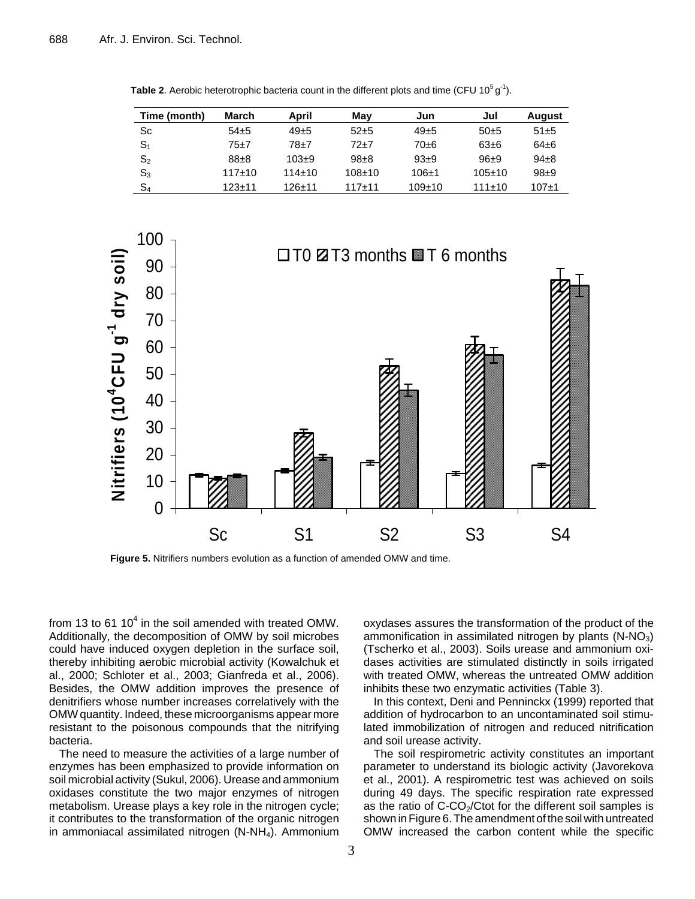**Table 2**. Aerobic heterotrophic bacteria count in the different plots and time (CFU $10^5$ $g^{-1}$).

| Time (month) | March | April | May | Jun | Jul | August |
|---|---|---|---|---|---|---|
| Sc | 54±5 | 49±5 | 52±5 | 49±5 | 50±5 | 51±5 |
| $S_1$ | 75±7 | 78±7 | 72±7 | 70±6 | 63±6 | 64±6 |
| $S_2$ | 88±8 | 103±9 | 98±8 | 93±9 | 96±9 | 94±8 |
| $S_3$ | 117±10 | 114±10 | 108±10 | 106±1 | 105±10 | 98±9 |
| $S_4$ | 123±11 | 126±11 | 117±11 | 109±10 | 111±10 | 107±1 |

**Figure 5.** Nitrifiers numbers evolution as a function of amended OMW and time.

from 13 to 61 $10^4$ in the soil amended with treated OMW. Additionally, the decomposition of OMW by soil microbes could have induced oxygen depletion in the surface soil, thereby inhibiting aerobic microbial activity (Kowalchuk et al., 2000; Schloter et al., 2003; Gianfreda et al., 2006). Besides, the OMW addition improves the presence of denitrifiers whose number increases correlatively with the OMW quantity. Indeed, these microorganisms appear more resistant to the poisonous compounds that the nitrifying bacteria.

The need to measure the activities of a large number of enzymes has been emphasized to provide information on soil microbial activity (Sukul, 2006). Urease and ammonium oxidases constitute the two major enzymes of nitrogen metabolism. Urease plays a key role in the nitrogen cycle; it contributes to the transformation of the organic nitrogen in ammoniacal assimilated nitrogen ($N\text{-}NH_4$). Ammonium oxydases assures the transformation of the product of the ammonification in assimilated nitrogen by plants ($N\text{-}NO_3$) (Tscherko et al., 2003). Soils urease and ammonium oxidases activities are stimulated distinctly in soils irrigated with treated OMW, whereas the untreated OMW addition inhibits these two enzymatic activities (Table 3).

In this context, Deni and Penninckx (1999) reported that addition of hydrocarbon to an uncontaminated soil stimulated immobilization of nitrogen and reduced nitrification and soil urease activity.

The soil respirometric activity constitutes an important parameter to understand its biologic activity (Javorekova et al., 2001). A respirometric test was achieved on soils during 49 days. The specific respiration rate expressed as the ratio of $C\text{-}CO_2$/Ctot for the different soil samples is shown in Figure 6. The amendment of the soil with untreated OMW increased the carbon content while the specific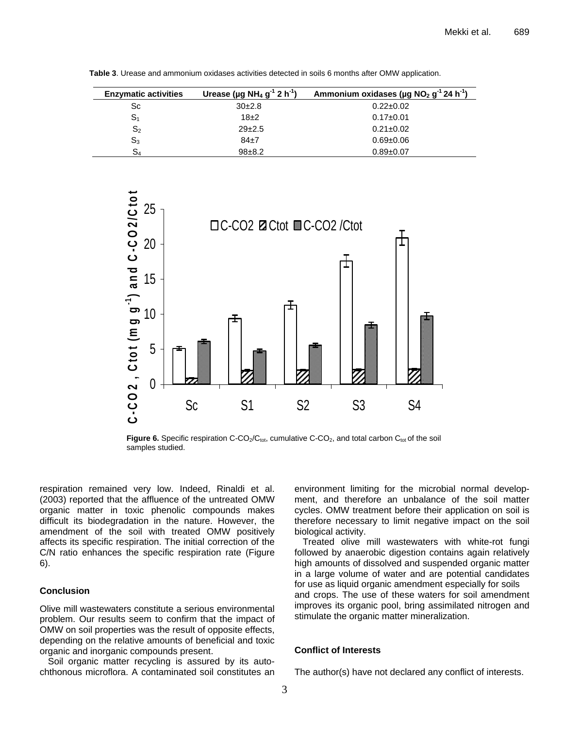**Table 3**. Urease and ammonium oxidases activities detected in soils 6 months after OMW application.

| Enzymatic activities | Urease (µg $NH_4$ $g^{-1}$ 2 $h^{-1}$) | Ammonium oxidases (µg $NO_2$ $g^{-1}$ 24 $h^{-1}$) |
|---|---|---|
| Sc | 30±2.8 | 0.22±0.02 |
| $S_1$ | 18±2 | 0.17±0.01 |
| $S_2$ | 29±2.5 | 0.21±0.02 |
| $S_3$ | 84±7 | 0.69±0.06 |
| $S_4$ | 98±8.2 | 0.89±0.07 |

**Figure 6.** Specific respiration C-$CO_2$/$C_{tot}$, cumulative C-$CO_2$, and total carbon $C_{tot}$ of the soil samples studied.

respiration remained very low. Indeed, Rinaldi et al. (2003) reported that the affluence of the untreated OMW organic matter in toxic phenolic compounds makes difficult its biodegradation in the nature. However, the amendment of the soil with treated OMW positively affects its specific respiration. The initial correction of the C/N ratio enhances the specific respiration rate (Figure 6).

## Conclusion

Olive mill wastewaters constitute a serious environmental problem. Our results seem to confirm that the impact of OMW on soil properties was the result of opposite effects, depending on the relative amounts of beneficial and toxic organic and inorganic compounds present.

Soil organic matter recycling is assured by its autochthonous microflora. A contaminated soil constitutes an environment limiting for the microbial normal development, and therefore an unbalance of the soil matter cycles. OMW treatment before their application on soil is therefore necessary to limit negative impact on the soil biological activity.

Treated olive mill wastewaters with white-rot fungi followed by anaerobic digestion contains again relatively high amounts of dissolved and suspended organic matter in a large volume of water and are potential candidates for use as liquid organic amendment especially for soils and crops. The use of these waters for soil amendment improves its organic pool, bring assimilated nitrogen and stimulate the organic matter mineralization.

## Conflict of Interests

The author(s) have not declared any conflict of interests.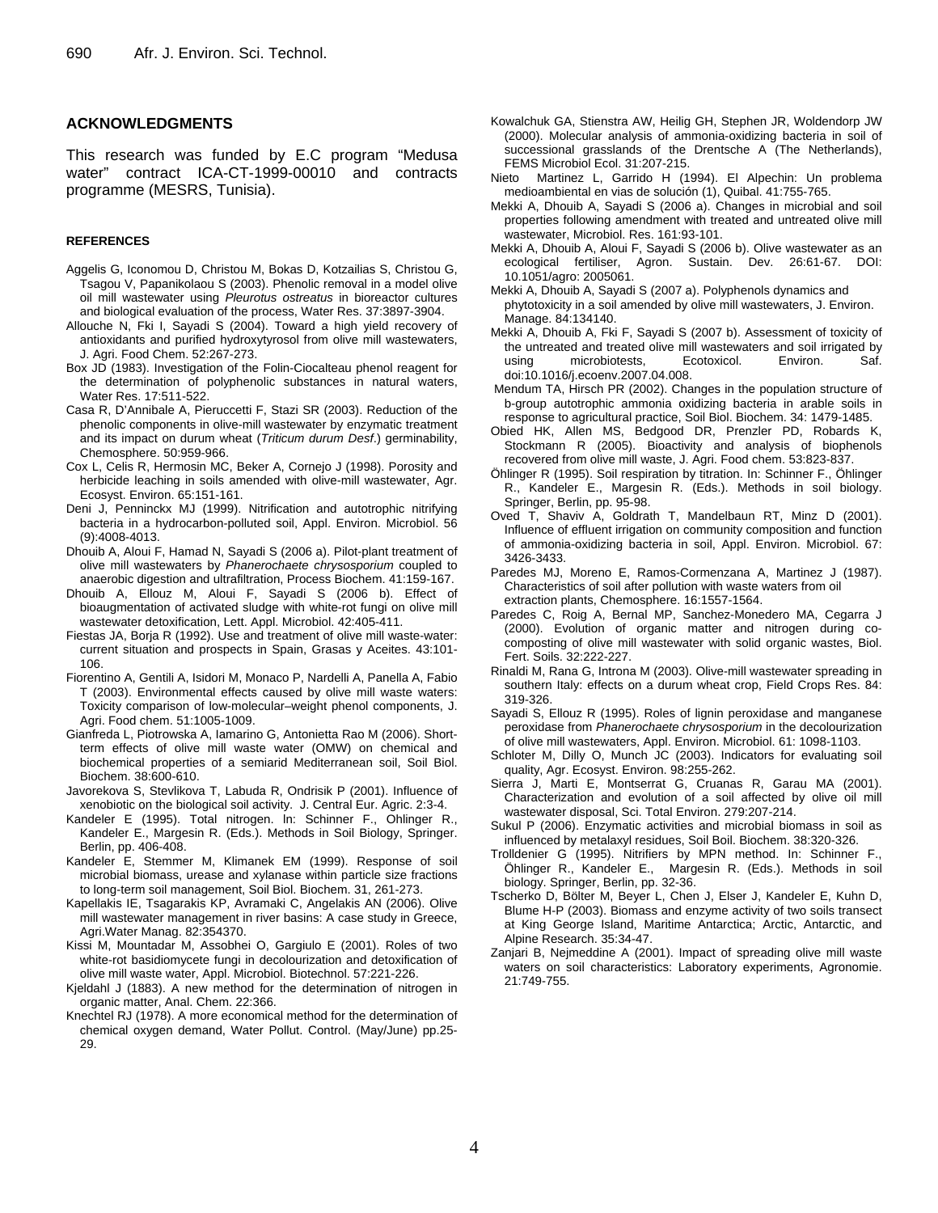## ACKNOWLEDGMENTS

This research was funded by E.C program "Medusa water" contract ICA-CT-1999-00010 and contracts programme (MESRS, Tunisia).

#### REFERENCES

Aggelis G, Iconomou D, Christou M, Bokas D, Kotzailias S, Christou G, Tsagou V, Papanikolaou S (2003). Phenolic removal in a model olive oil mill wastewater using *Pleurotus ostreatus* in bioreactor cultures and biological evaluation of the process, Water Res. 37:3897-3904.

Allouche N, Fki I, Sayadi S (2004). Toward a high yield recovery of antioxidants and purified hydroxytyrosol from olive mill wastewaters, J. Agri. Food Chem. 52:267-273.

Box JD (1983). Investigation of the Folin-Ciocalteau phenol reagent for the determination of polyphenolic substances in natural waters, Water Res. 17:511-522.

Casa R, D'Annibale A, Pieruccetti F, Stazi SR (2003). Reduction of the phenolic components in olive-mill wastewater by enzymatic treatment and its impact on durum wheat (*Triticum durum Desf*.) germinability, Chemosphere. 50:959-966.

Cox L, Celis R, Hermosin MC, Beker A, Cornejo J (1998). Porosity and herbicide leaching in soils amended with olive-mill wastewater, Agr. Ecosyst. Environ. 65:151-161.

Deni J, Penninckx MJ (1999). Nitrification and autotrophic nitrifying bacteria in a hydrocarbon-polluted soil, Appl. Environ. Microbiol. 56 (9):4008-4013.

Dhouib A, Aloui F, Hamad N, Sayadi S (2006 a). Pilot-plant treatment of olive mill wastewaters by *Phanerochaete chrysosporium* coupled to anaerobic digestion and ultrafiltration, Process Biochem. 41:159-167.

Dhouib A, Ellouz M, Aloui F, Sayadi S (2006 b). Effect of bioaugmentation of activated sludge with white-rot fungi on olive mill wastewater detoxification, Lett. Appl. Microbiol. 42:405-411.

Fiestas JA, Borja R (1992). Use and treatment of olive mill waste-water: current situation and prospects in Spain, Grasas y Aceites. 43:101-106.

Fiorentino A, Gentili A, Isidori M, Monaco P, Nardelli A, Panella A, Fabio T (2003). Environmental effects caused by olive mill waste waters: Toxicity comparison of low-molecular–weight phenol components, J. Agri. Food chem. 51:1005-1009.

Gianfreda L, Piotrowska A, Iamarino G, Antonietta Rao M (2006). Short-term effects of olive mill waste water (OMW) on chemical and biochemical properties of a semiarid Mediterranean soil, Soil Biol. Biochem. 38:600-610.

Javorekova S, Stevlikova T, Labuda R, Ondrisik P (2001). Influence of xenobiotic on the biological soil activity. J. Central Eur. Agric. 2:3-4.

Kandeler E (1995). Total nitrogen. ln: Schinner F., Ohlinger R., Kandeler E., Margesin R. (Eds.). Methods in Soil Biology, Springer. Berlin, pp. 406-408.

Kandeler E, Stemmer M, Klimanek EM (1999). Response of soil microbial biomass, urease and xylanase within particle size fractions to long-term soil management, Soil Biol. Biochem. 31, 261-273.

Kapellakis IE, Tsagarakis KP, Avramaki C, Angelakis AN (2006). Olive mill wastewater management in river basins: A case study in Greece, Agri.Water Manag. 82:354370.

Kissi M, Mountadar M, Assobhei O, Gargiulo E (2001). Roles of two white-rot basidiomycete fungi in decolourization and detoxification of olive mill waste water, Appl. Microbiol. Biotechnol. 57:221-226.

Kjeldahl J (1883). A new method for the determination of nitrogen in organic matter, Anal. Chem. 22:366.

Knechtel RJ (1978). A more economical method for the determination of chemical oxygen demand, Water Pollut. Control. (May/June) pp.25-29.

Kowalchuk GA, Stienstra AW, Heilig GH, Stephen JR, Woldendorp JW (2000). Molecular analysis of ammonia-oxidizing bacteria in soil of successional grasslands of the Drentsche A (The Netherlands), FEMS Microbiol Ecol. 31:207-215.

Nieto Martinez L, Garrido H (1994). El Alpechin: Un problema medioambiental en vias de solución (1), Quibal. 41:755-765.

Mekki A, Dhouib A, Sayadi S (2006 a). Changes in microbial and soil properties following amendment with treated and untreated olive mill wastewater, Microbiol. Res. 161:93-101.

Mekki A, Dhouib A, Aloui F, Sayadi S (2006 b). Olive wastewater as an ecological fertiliser, Agron. Sustain. Dev. 26:61-67. DOI: 10.1051/agro: 2005061.

Mekki A, Dhouib A, Sayadi S (2007 a). Polyphenols dynamics and phytotoxicity in a soil amended by olive mill wastewaters, J. Environ. Manage. 84:134140.

Mekki A, Dhouib A, Fki F, Sayadi S (2007 b). Assessment of toxicity of the untreated and treated olive mill wastewaters and soil irrigated by using microbiotests, Ecotoxicol. Environ. Saf. doi:10.1016/j.ecoenv.2007.04.008.

Mendum TA, Hirsch PR (2002). Changes in the population structure of b-group autotrophic ammonia oxidizing bacteria in arable soils in response to agricultural practice, Soil Biol. Biochem. 34: 1479-1485.

Obied HK, Allen MS, Bedgood DR, Prenzler PD, Robards K, Stockmann R (2005). Bioactivity and analysis of biophenols recovered from olive mill waste, J. Agri. Food chem. 53:823-837.

Öhlinger R (1995). Soil respiration by titration. In: Schinner F., Öhlinger R., Kandeler E., Margesin R. (Eds.). Methods in soil biology. Springer, Berlin, pp. 95-98.

Oved T, Shaviv A, Goldrath T, Mandelbaun RT, Minz D (2001). Influence of effluent irrigation on community composition and function of ammonia-oxidizing bacteria in soil, Appl. Environ. Microbiol. 67: 3426-3433.

Paredes MJ, Moreno E, Ramos-Cormenzana A, Martinez J (1987). Characteristics of soil after pollution with waste waters from oil extraction plants, Chemosphere. 16:1557-1564.

Paredes C, Roig A, Bernal MP, Sanchez-Monedero MA, Cegarra J (2000). Evolution of organic matter and nitrogen during co-composting of olive mill wastewater with solid organic wastes, Biol. Fert. Soils. 32:222-227.

Rinaldi M, Rana G, Introna M (2003). Olive-mill wastewater spreading in southern Italy: effects on a durum wheat crop, Field Crops Res. 84: 319-326.

Sayadi S, Ellouz R (1995). Roles of lignin peroxidase and manganese peroxidase from *Phanerochaete chrysosporium* in the decolourization of olive mill wastewaters, Appl. Environ. Microbiol. 61: 1098-1103.

Schloter M, Dilly O, Munch JC (2003). Indicators for evaluating soil quality, Agr. Ecosyst. Environ. 98:255-262.

Sierra J, Marti E, Montserrat G, Cruanas R, Garau MA (2001). Characterization and evolution of a soil affected by olive oil mill wastewater disposal, Sci. Total Environ. 279:207-214.

Sukul P (2006). Enzymatic activities and microbial biomass in soil as influenced by metalaxyl residues, Soil Boil. Biochem. 38:320-326.

Trolldenier G (1995). Nitrifiers by MPN method. In: Schinner F., Öhlinger R., Kandeler E., Margesin R. (Eds.). Methods in soil biology. Springer, Berlin, pp. 32-36.

Tscherko D, Bölter M, Beyer L, Chen J, Elser J, Kandeler E, Kuhn D, Blume H-P (2003). Biomass and enzyme activity of two soils transect at King George Island, Maritime Antarctica; Arctic, Antarctic, and Alpine Research. 35:34-47.

Zanjari B, Nejmeddine A (2001). Impact of spreading olive mill waste waters on soil characteristics: Laboratory experiments, Agronomie. 21:749-755.